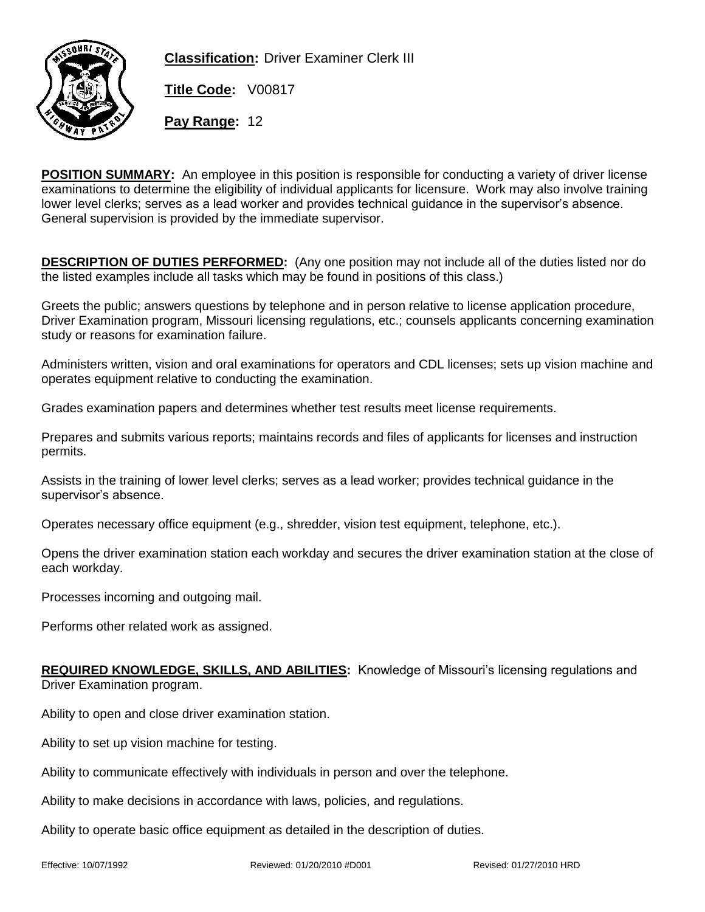**Classification:** Driver Examiner Clerk III

**Title Code:** V00817

**Pay Range:** 12

**POSITION SUMMARY:** An employee in this position is responsible for conducting a variety of driver license examinations to determine the eligibility of individual applicants for licensure. Work may also involve training lower level clerks; serves as a lead worker and provides technical guidance in the supervisor's absence. General supervision is provided by the immediate supervisor.

**DESCRIPTION OF DUTIES PERFORMED:** (Any one position may not include all of the duties listed nor do the listed examples include all tasks which may be found in positions of this class.)

Greets the public; answers questions by telephone and in person relative to license application procedure, Driver Examination program, Missouri licensing regulations, etc.; counsels applicants concerning examination study or reasons for examination failure.

Administers written, vision and oral examinations for operators and CDL licenses; sets up vision machine and operates equipment relative to conducting the examination.

Grades examination papers and determines whether test results meet license requirements.

Prepares and submits various reports; maintains records and files of applicants for licenses and instruction permits.

Assists in the training of lower level clerks; serves as a lead worker; provides technical guidance in the supervisor's absence.

Operates necessary office equipment (e.g., shredder, vision test equipment, telephone, etc.).

Opens the driver examination station each workday and secures the driver examination station at the close of each workday.

Processes incoming and outgoing mail.

Performs other related work as assigned.

**REQUIRED KNOWLEDGE, SKILLS, AND ABILITIES:** Knowledge of Missouri's licensing regulations and Driver Examination program.

Ability to open and close driver examination station.

Ability to set up vision machine for testing.

Ability to communicate effectively with individuals in person and over the telephone.

Ability to make decisions in accordance with laws, policies, and regulations.

Ability to operate basic office equipment as detailed in the description of duties.

Effective: 10/07/1992 Reviewed: 01/20/2010 #D001 Revised: 01/27/2010 HRD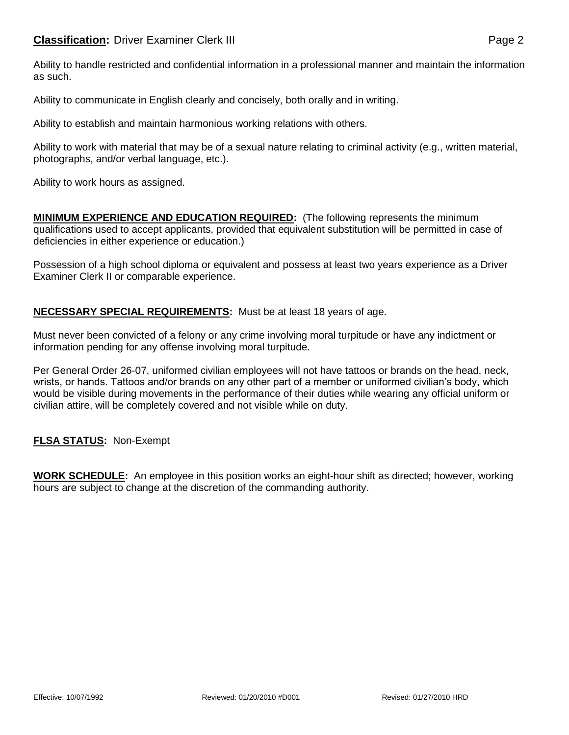Ability to handle restricted and confidential information in a professional manner and maintain the information as such.

Ability to communicate in English clearly and concisely, both orally and in writing.

Ability to establish and maintain harmonious working relations with others.

Ability to work with material that may be of a sexual nature relating to criminal activity (e.g., written material, photographs, and/or verbal language, etc.).

Ability to work hours as assigned.

**MINIMUM EXPERIENCE AND EDUCATION REQUIRED:** (The following represents the minimum qualifications used to accept applicants, provided that equivalent substitution will be permitted in case of deficiencies in either experience or education.)

Possession of a high school diploma or equivalent and possess at least two years experience as a Driver Examiner Clerk II or comparable experience.

**NECESSARY SPECIAL REQUIREMENTS:** Must be at least 18 years of age.

Must never been convicted of a felony or any crime involving moral turpitude or have any indictment or information pending for any offense involving moral turpitude.

Per General Order 26-07, uniformed civilian employees will not have tattoos or brands on the head, neck, wrists, or hands. Tattoos and/or brands on any other part of a member or uniformed civilian's body, which would be visible during movements in the performance of their duties while wearing any official uniform or civilian attire, will be completely covered and not visible while on duty.

**FLSA STATUS:** Non-Exempt

**WORK SCHEDULE:** An employee in this position works an eight-hour shift as directed; however, working hours are subject to change at the discretion of the commanding authority.

Effective: 10/07/1992 Reviewed: 01/20/2010 #D001 Revised: 01/27/2010 HRD